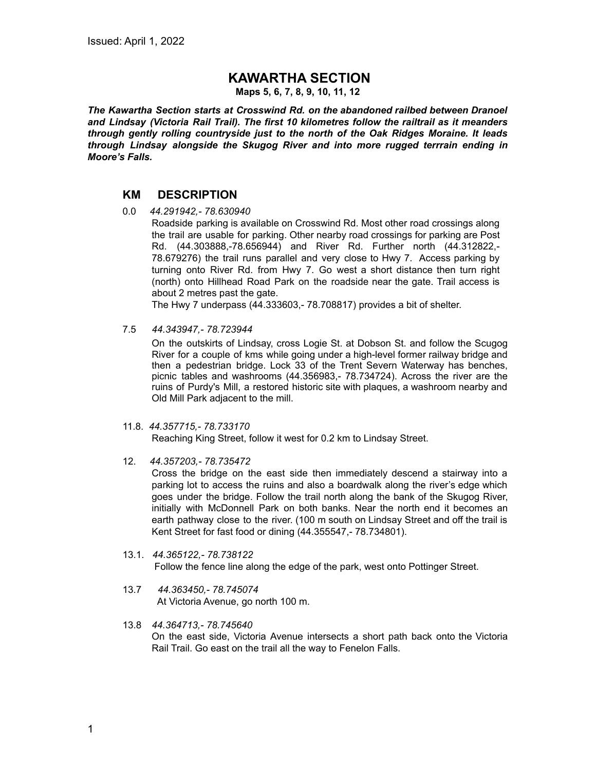Issued: April 1, 2022

# KAWARTHA SECTION

**Maps 5, 6, 7, 8, 9, 10, 11, 12**

***The Kawartha Section starts at Crosswind Rd. on the abandoned railbed between Dranoel and Lindsay (Victoria Rail Trail). The first 10 kilometres follow the railtrail as it meanders through gently rolling countryside just to the north of the Oak Ridges Moraine. It leads through Lindsay alongside the Skugog River and into more rugged terrrain ending in Moore's Falls.***

## KM DESCRIPTION

0.0 *44.291942,- 78.630940*

Roadside parking is available on Crosswind Rd. Most other road crossings along the trail are usable for parking. Other nearby road crossings for parking are Post Rd. (44.303888,-78.656944) and River Rd. Further north (44.312822,-78.679276) the trail runs parallel and very close to Hwy 7. Access parking by turning onto River Rd. from Hwy 7. Go west a short distance then turn right (north) onto Hillhead Road Park on the roadside near the gate. Trail access is about 2 metres past the gate.

The Hwy 7 underpass (44.333603,- 78.708817) provides a bit of shelter.

7.5 *44.343947,- 78.723944*

On the outskirts of Lindsay, cross Logie St. at Dobson St. and follow the Scugog River for a couple of kms while going under a high-level former railway bridge and then a pedestrian bridge. Lock 33 of the Trent Severn Waterway has benches, picnic tables and washrooms (44.356983,- 78.734724). Across the river are the ruins of Purdy's Mill, a restored historic site with plaques, a washroom nearby and Old Mill Park adjacent to the mill.

11.8. *44.357715,- 78.733170*

Reaching King Street, follow it west for 0.2 km to Lindsay Street.

12. *44.357203,- 78.735472*

Cross the bridge on the east side then immediately descend a stairway into a parking lot to access the ruins and also a boardwalk along the river's edge which goes under the bridge. Follow the trail north along the bank of the Skugog River, initially with McDonnell Park on both banks. Near the north end it becomes an earth pathway close to the river. (100 m south on Lindsay Street and off the trail is Kent Street for fast food or dining (44.355547,- 78.734801).

13.1. *44.365122,- 78.738122*

Follow the fence line along the edge of the park, west onto Pottinger Street.

13.7 *44.363450,- 78.745074*

At Victoria Avenue, go north 100 m.

13.8 *44.364713,- 78.745640*

On the east side, Victoria Avenue intersects a short path back onto the Victoria Rail Trail. Go east on the trail all the way to Fenelon Falls.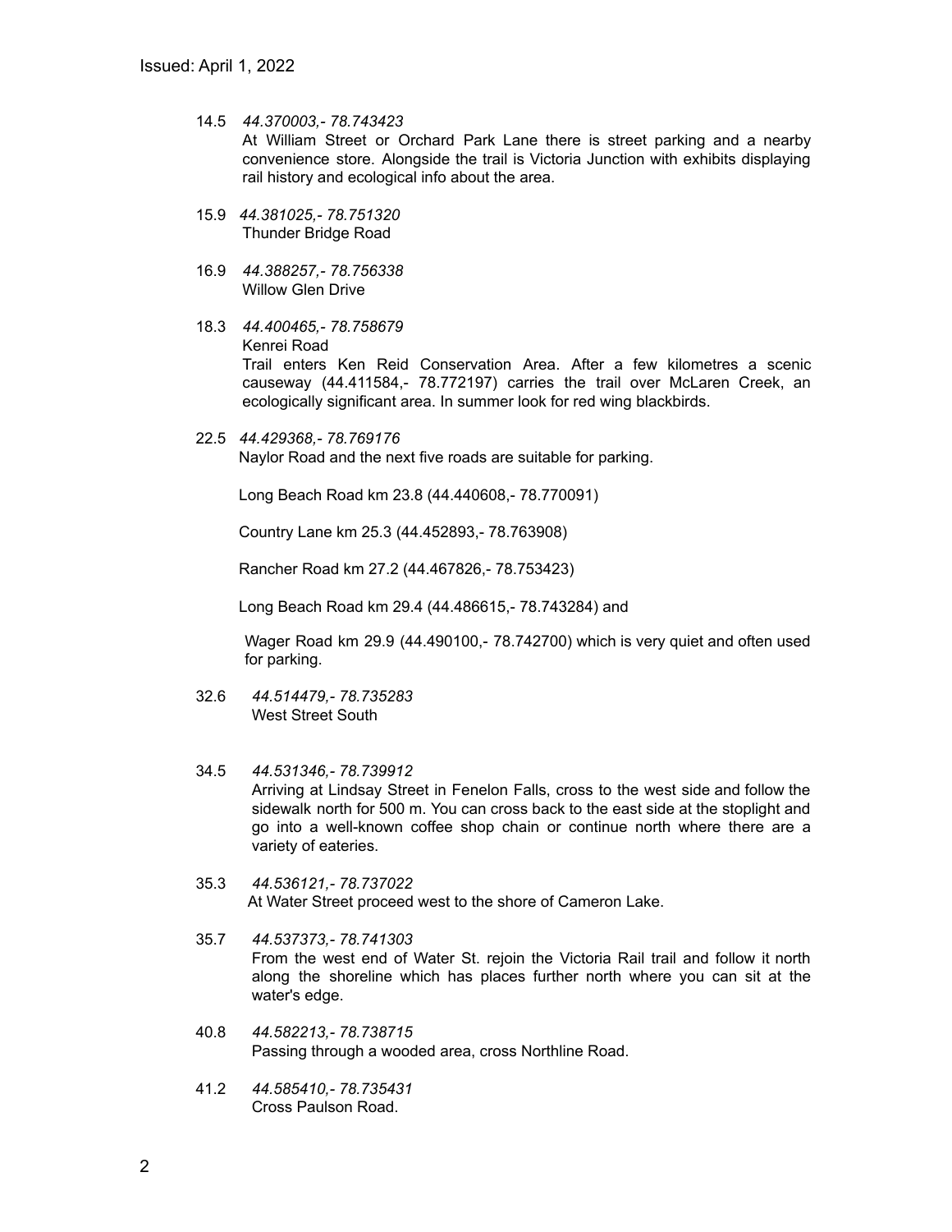Issued: April 1, 2022

14.5 *44.370003,- 78.743423*
At William Street or Orchard Park Lane there is street parking and a nearby convenience store. Alongside the trail is Victoria Junction with exhibits displaying rail history and ecological info about the area.

15.9 *44.381025,- 78.751320*
Thunder Bridge Road

16.9 *44.388257,- 78.756338*
Willow Glen Drive

18.3 *44.400465,- 78.758679*
Kenrei Road
Trail enters Ken Reid Conservation Area. After a few kilometres a scenic causeway (44.411584,- 78.772197) carries the trail over McLaren Creek, an ecologically significant area. In summer look for red wing blackbirds.

22.5 *44.429368,- 78.769176*
Naylor Road and the next five roads are suitable for parking.

Long Beach Road km 23.8 (44.440608,- 78.770091)

Country Lane km 25.3 (44.452893,- 78.763908)

Rancher Road km 27.2 (44.467826,- 78.753423)

Long Beach Road km 29.4 (44.486615,- 78.743284) and

Wager Road km 29.9 (44.490100,- 78.742700) which is very quiet and often used for parking.

32.6 *44.514479,- 78.735283*
West Street South

34.5 *44.531346,- 78.739912*
Arriving at Lindsay Street in Fenelon Falls, cross to the west side and follow the sidewalk north for 500 m. You can cross back to the east side at the stoplight and go into a well-known coffee shop chain or continue north where there are a variety of eateries.

35.3 *44.536121,- 78.737022*
At Water Street proceed west to the shore of Cameron Lake.

35.7 *44.537373,- 78.741303*
From the west end of Water St. rejoin the Victoria Rail trail and follow it north along the shoreline which has places further north where you can sit at the water's edge.

40.8 *44.582213,- 78.738715*
Passing through a wooded area, cross Northline Road.

41.2 *44.585410,- 78.735431*
Cross Paulson Road.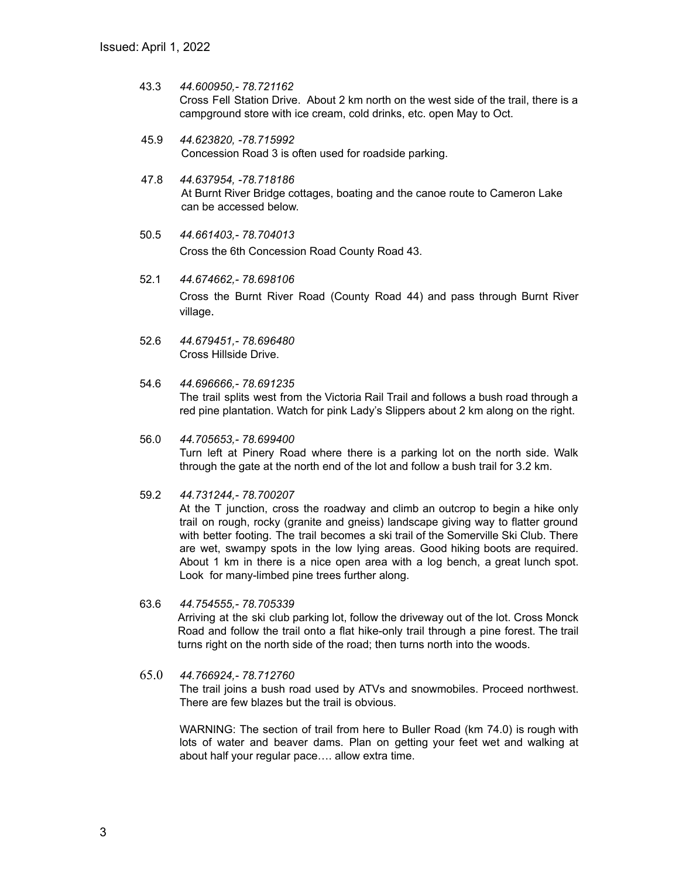43.3 *44.600950,- 78.721162*
Cross Fell Station Drive. About 2 km north on the west side of the trail, there is a campground store with ice cream, cold drinks, etc. open May to Oct.

45.9 *44.623820, -78.715992*
Concession Road 3 is often used for roadside parking.

47.8 *44.637954, -78.718186*
At Burnt River Bridge cottages, boating and the canoe route to Cameron Lake can be accessed below.

50.5 *44.661403,- 78.704013*
Cross the 6th Concession Road County Road 43.

52.1 *44.674662,- 78.698106*
Cross the Burnt River Road (County Road 44) and pass through Burnt River village.

52.6 *44.679451,- 78.696480*
Cross Hillside Drive.

54.6 *44.696666,- 78.691235*
The trail splits west from the Victoria Rail Trail and follows a bush road through a red pine plantation. Watch for pink Lady's Slippers about 2 km along on the right.

56.0 *44.705653,- 78.699400*
Turn left at Pinery Road where there is a parking lot on the north side. Walk through the gate at the north end of the lot and follow a bush trail for 3.2 km.

59.2 *44.731244,- 78.700207*
At the T junction, cross the roadway and climb an outcrop to begin a hike only trail on rough, rocky (granite and gneiss) landscape giving way to flatter ground with better footing. The trail becomes a ski trail of the Somerville Ski Club. There are wet, swampy spots in the low lying areas. Good hiking boots are required. About 1 km in there is a nice open area with a log bench, a great lunch spot. Look for many-limbed pine trees further along.

63.6 *44.754555,- 78.705339*
Arriving at the ski club parking lot, follow the driveway out of the lot. Cross Monck Road and follow the trail onto a flat hike-only trail through a pine forest. The trail turns right on the north side of the road; then turns north into the woods.

65.0 *44.766924,- 78.712760*
The trail joins a bush road used by ATVs and snowmobiles. Proceed northwest. There are few blazes but the trail is obvious.

WARNING: The section of trail from here to Buller Road (km 74.0) is rough with lots of water and beaver dams. Plan on getting your feet wet and walking at about half your regular pace…. allow extra time.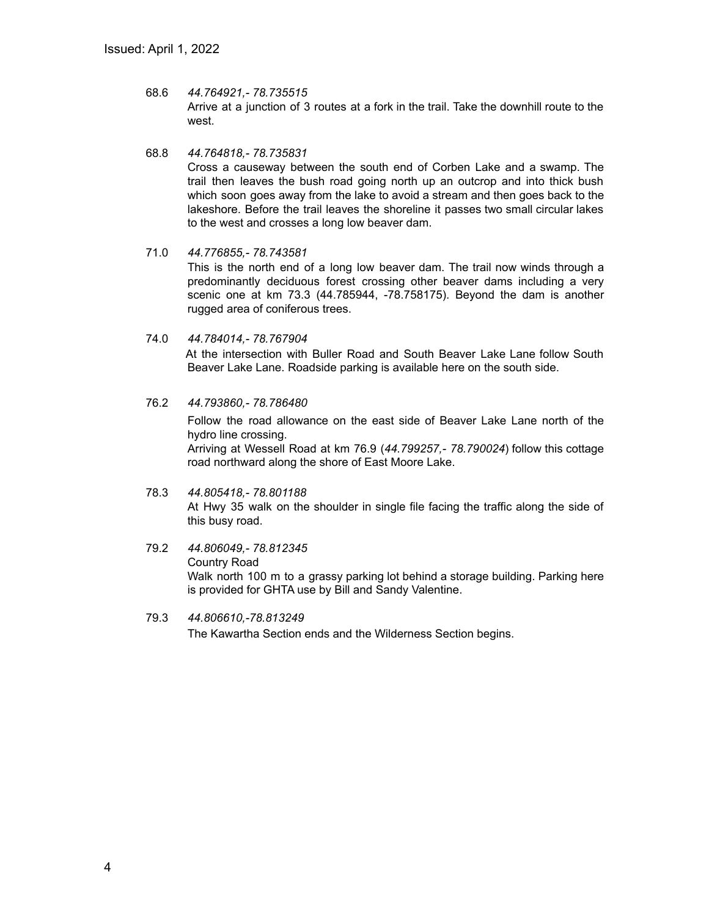Issued: April 1, 2022

68.6 *44.764921,- 78.735515*
Arrive at a junction of 3 routes at a fork in the trail. Take the downhill route to the west.

68.8 *44.764818,- 78.735831*
Cross a causeway between the south end of Corben Lake and a swamp. The trail then leaves the bush road going north up an outcrop and into thick bush which soon goes away from the lake to avoid a stream and then goes back to the lakeshore. Before the trail leaves the shoreline it passes two small circular lakes to the west and crosses a long low beaver dam.

71.0 *44.776855,- 78.743581*
This is the north end of a long low beaver dam. The trail now winds through a predominantly deciduous forest crossing other beaver dams including a very scenic one at km 73.3 (44.785944, -78.758175). Beyond the dam is another rugged area of coniferous trees.

74.0 *44.784014,- 78.767904*
At the intersection with Buller Road and South Beaver Lake Lane follow South Beaver Lake Lane. Roadside parking is available here on the south side.

76.2 *44.793860,- 78.786480*
Follow the road allowance on the east side of Beaver Lake Lane north of the hydro line crossing.
Arriving at Wessell Road at km 76.9 (*44.799257,- 78.790024*) follow this cottage road northward along the shore of East Moore Lake.

78.3 *44.805418,- 78.801188*
At Hwy 35 walk on the shoulder in single file facing the traffic along the side of this busy road.

79.2 *44.806049,- 78.812345*
Country Road
Walk north 100 m to a grassy parking lot behind a storage building. Parking here is provided for GHTA use by Bill and Sandy Valentine.

79.3 *44.806610,-78.813249*
The Kawartha Section ends and the Wilderness Section begins.